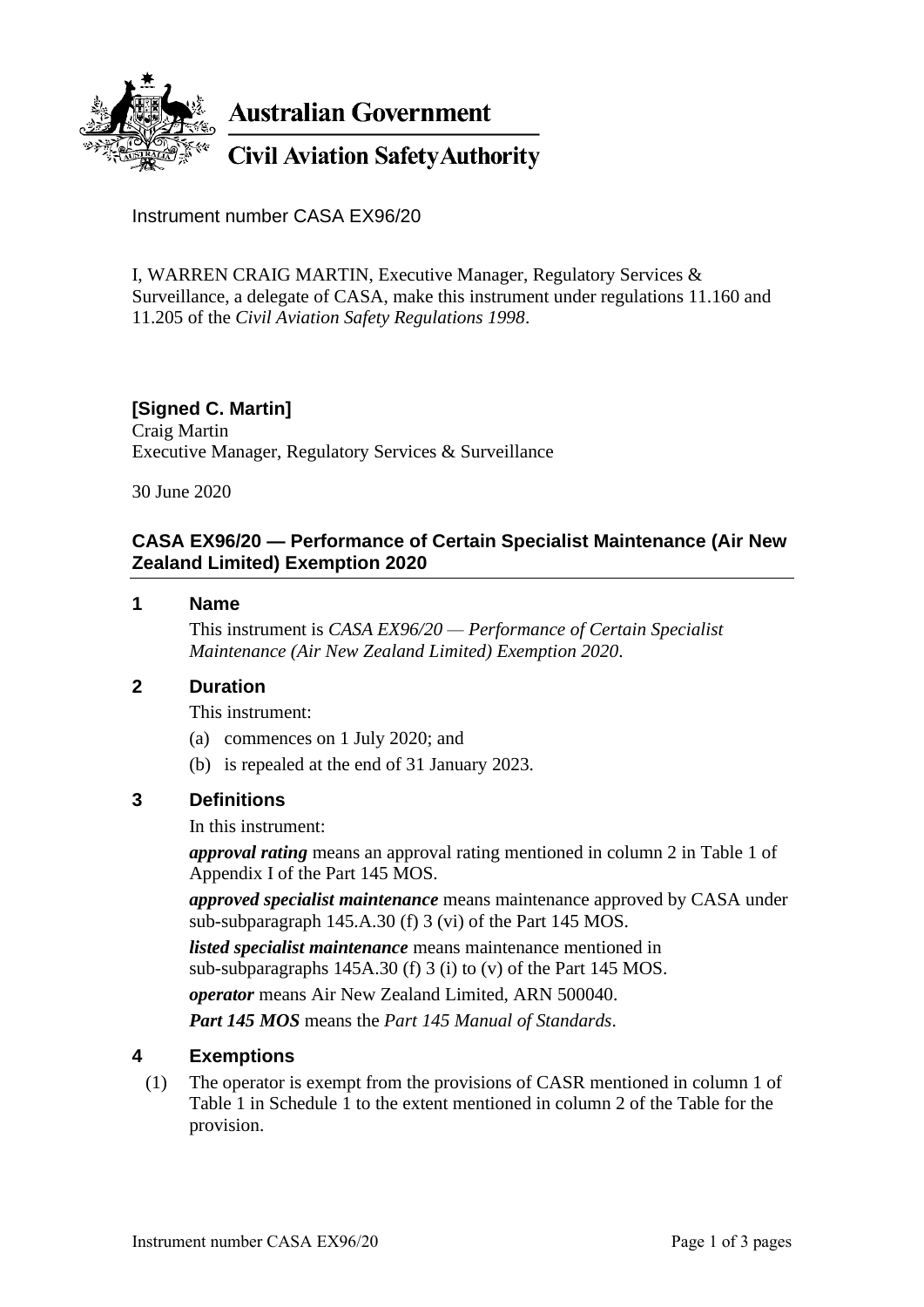**Australian Government**

**Civil Aviation Safety Authority**

Instrument number CASA EX96/20

I, WARREN CRAIG MARTIN, Executive Manager, Regulatory Services & Surveillance, a delegate of CASA, make this instrument under regulations 11.160 and 11.205 of the *Civil Aviation Safety Regulations 1998*.

**[Signed C. Martin]**
Craig Martin
Executive Manager, Regulatory Services & Surveillance

30 June 2020

## CASA EX96/20 — Performance of Certain Specialist Maintenance (Air New Zealand Limited) Exemption 2020

### 1 Name

This instrument is *CASA EX96/20 — Performance of Certain Specialist Maintenance (Air New Zealand Limited) Exemption 2020*.

### 2 Duration

This instrument:

(a) commences on 1 July 2020; and

(b) is repealed at the end of 31 January 2023.

### 3 Definitions

In this instrument:

***approval rating*** means an approval rating mentioned in column 2 in Table 1 of Appendix I of the Part 145 MOS.

***approved specialist maintenance*** means maintenance approved by CASA under sub-subparagraph 145.A.30 (f) 3 (vi) of the Part 145 MOS.

***listed specialist maintenance*** means maintenance mentioned in sub-subparagraphs 145A.30 (f) 3 (i) to (v) of the Part 145 MOS.

***operator*** means Air New Zealand Limited, ARN 500040.

***Part 145 MOS*** means the *Part 145 Manual of Standards*.

### 4 Exemptions

(1) The operator is exempt from the provisions of CASR mentioned in column 1 of Table 1 in Schedule 1 to the extent mentioned in column 2 of the Table for the provision.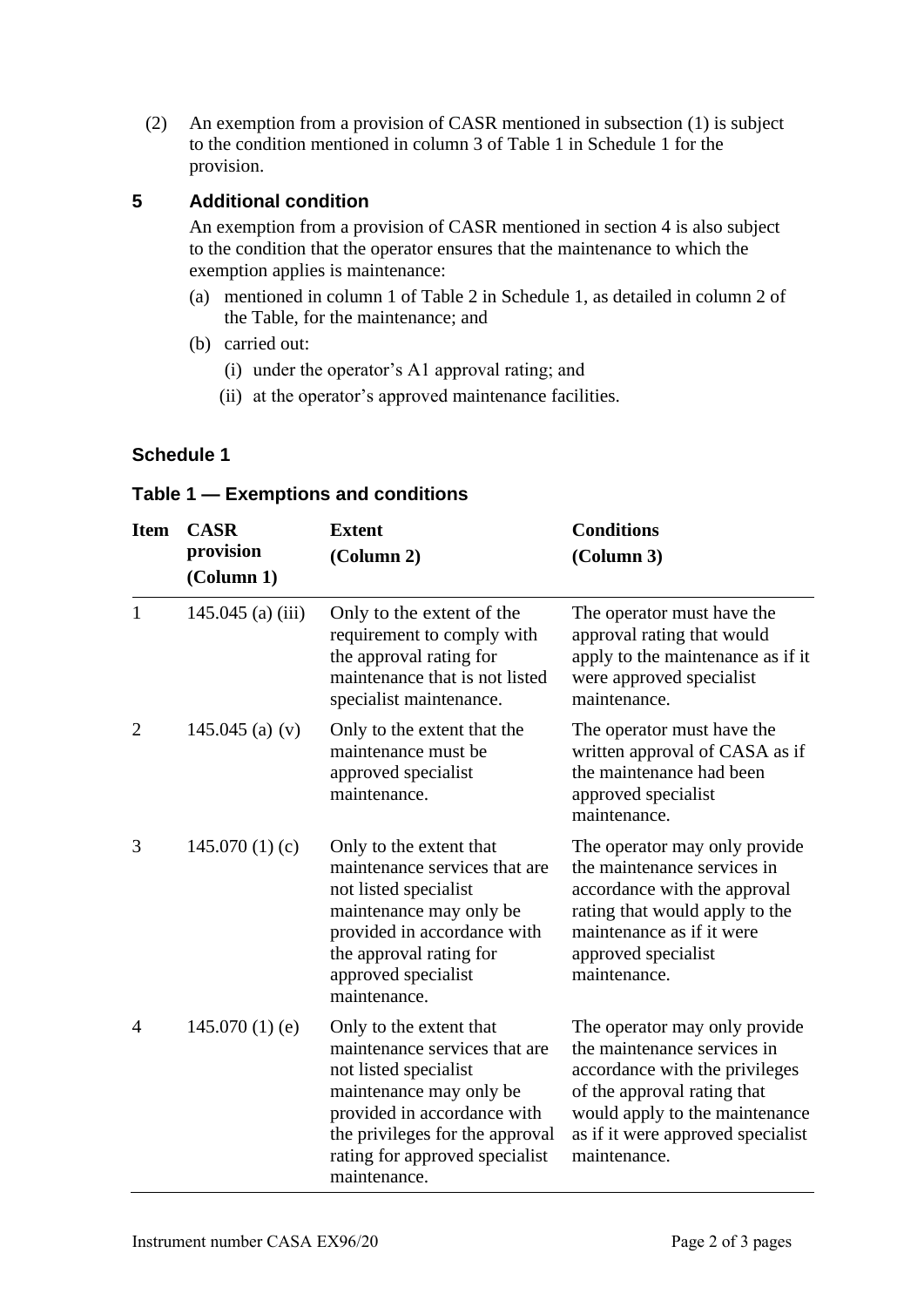(2) An exemption from a provision of CASR mentioned in subsection (1) is subject to the condition mentioned in column 3 of Table 1 in Schedule 1 for the provision.

## 5 Additional condition

An exemption from a provision of CASR mentioned in section 4 is also subject to the condition that the operator ensures that the maintenance to which the exemption applies is maintenance:

(a) mentioned in column 1 of Table 2 in Schedule 1, as detailed in column 2 of the Table, for the maintenance; and

(b) carried out:

(i) under the operator's A1 approval rating; and

(ii) at the operator's approved maintenance facilities.

## Schedule 1

### Table 1 — Exemptions and conditions

| Item | CASR provision (Column 1) | Extent (Column 2) | Conditions (Column 3) |
|---|---|---|---|
| 1 | 145.045 (a) (iii) | Only to the extent of the requirement to comply with the approval rating for maintenance that is not listed specialist maintenance. | The operator must have the approval rating that would apply to the maintenance as if it were approved specialist maintenance. |
| 2 | 145.045 (a) (v) | Only to the extent that the maintenance must be approved specialist maintenance. | The operator must have the written approval of CASA as if the maintenance had been approved specialist maintenance. |
| 3 | 145.070 (1) (c) | Only to the extent that maintenance services that are not listed specialist maintenance may only be provided in accordance with the approval rating for approved specialist maintenance. | The operator may only provide the maintenance services in accordance with the approval rating that would apply to the maintenance as if it were approved specialist maintenance. |
| 4 | 145.070 (1) (e) | Only to the extent that maintenance services that are not listed specialist maintenance may only be provided in accordance with the privileges for the approval rating for approved specialist maintenance. | The operator may only provide the maintenance services in accordance with the privileges of the approval rating that would apply to the maintenance as if it were approved specialist maintenance. |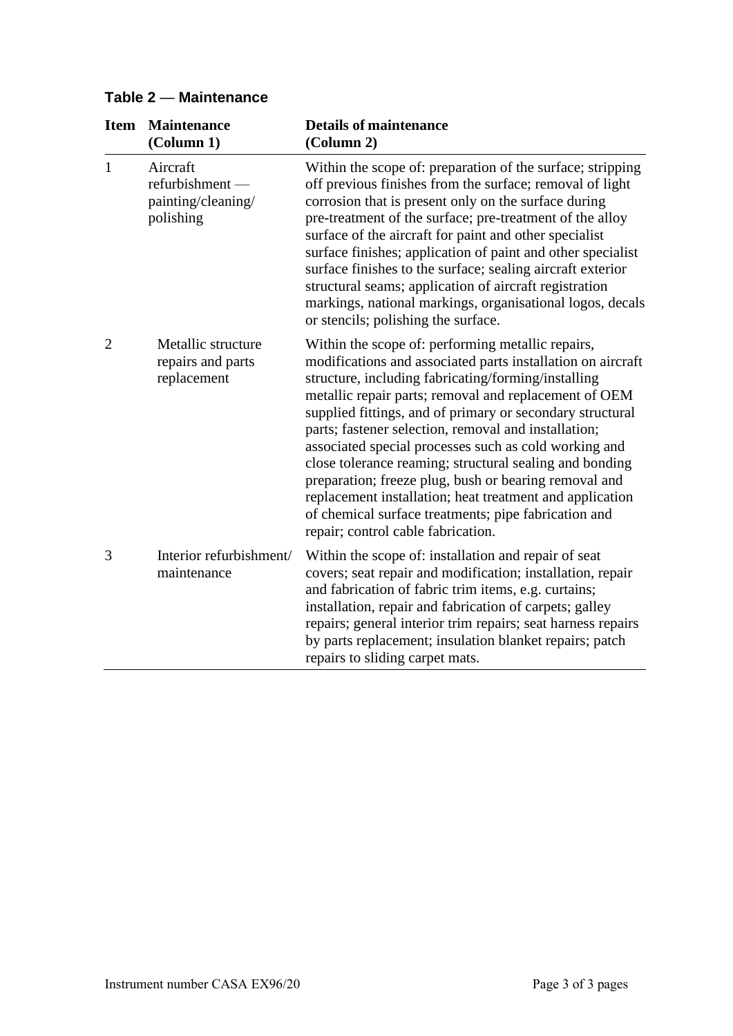**Table 2 — Maintenance**

| Item | Maintenance (Column 1) | Details of maintenance (Column 2) |
|---|---|---|
| 1 | Aircraft refurbishment — painting/cleaning/ polishing | Within the scope of: preparation of the surface; stripping off previous finishes from the surface; removal of light corrosion that is present only on the surface during pre-treatment of the surface; pre-treatment of the alloy surface of the aircraft for paint and other specialist surface finishes; application of paint and other specialist surface finishes to the surface; sealing aircraft exterior structural seams; application of aircraft registration markings, national markings, organisational logos, decals or stencils; polishing the surface. |
| 2 | Metallic structure repairs and parts replacement | Within the scope of: performing metallic repairs, modifications and associated parts installation on aircraft structure, including fabricating/forming/installing metallic repair parts; removal and replacement of OEM supplied fittings, and of primary or secondary structural parts; fastener selection, removal and installation; associated special processes such as cold working and close tolerance reaming; structural sealing and bonding preparation; freeze plug, bush or bearing removal and replacement installation; heat treatment and application of chemical surface treatments; pipe fabrication and repair; control cable fabrication. |
| 3 | Interior refurbishment/ maintenance | Within the scope of: installation and repair of seat covers; seat repair and modification; installation, repair and fabrication of fabric trim items, e.g. curtains; installation, repair and fabrication of carpets; galley repairs; general interior trim repairs; seat harness repairs by parts replacement; insulation blanket repairs; patch repairs to sliding carpet mats. |